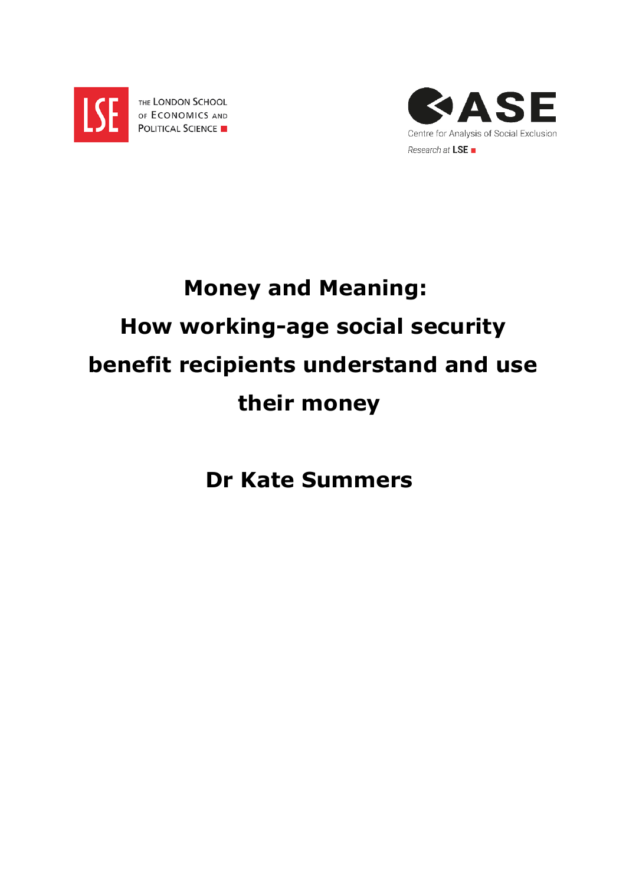THE LONDON SCHOOL OF ECONOMICS AND POLITICAL SCIENCE

CASE
Centre for Analysis of Social Exclusion
Research at LSE

# Money and Meaning: How working-age social security benefit recipients understand and use their money

## Dr Kate Summers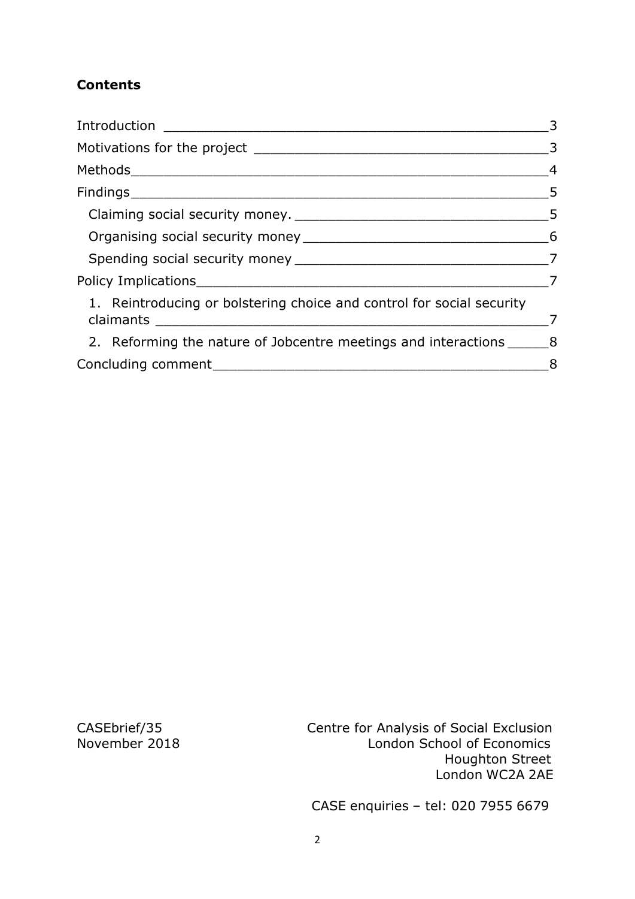**Contents**

Introduction ______________________________________________3
Motivations for the project ___________________________________3
Methods__________________________________________________4
Findings__________________________________________________5
  Claiming social security money. _______________________________5
  Organising social security money ______________________________6
  Spending social security money _______________________________7
Policy Implications__________________________________________7
  1. Reintroducing or bolstering choice and control for social security claimants ______________________________________________7
  2. Reforming the nature of Jobcentre meetings and interactions _____8
Concluding comment_________________________________________8

CASEbrief/35
November 2018

Centre for Analysis of Social Exclusion
London School of Economics
Houghton Street
London WC2A 2AE

CASE enquiries – tel: 020 7955 6679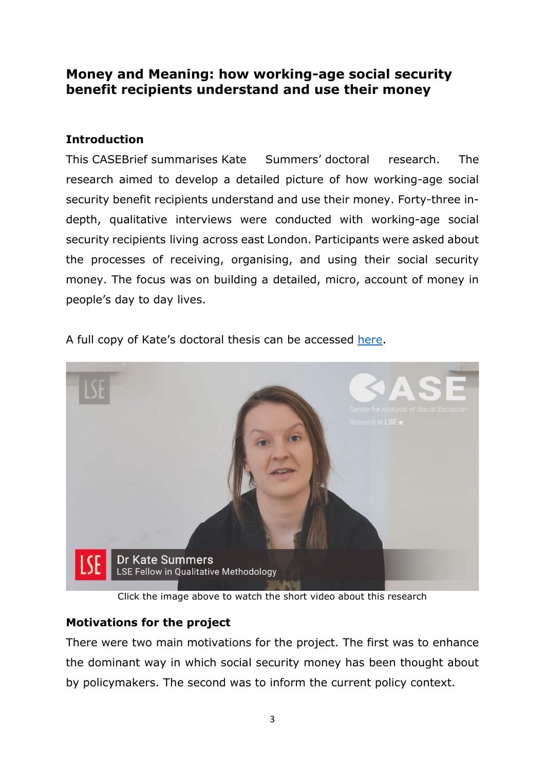## Money and Meaning: how working-age social security benefit recipients understand and use their money

### Introduction

This CASEBrief summarises Kate Summers' doctoral research. The research aimed to develop a detailed picture of how working-age social security benefit recipients understand and use their money. Forty-three in-depth, qualitative interviews were conducted with working-age social security recipients living across east London. Participants were asked about the processes of receiving, organising, and using their social security money. The focus was on building a detailed, micro, account of money in people's day to day lives.

A full copy of Kate's doctoral thesis can be accessed here.

Click the image above to watch the short video about this research

### Motivations for the project

There were two main motivations for the project. The first was to enhance the dominant way in which social security money has been thought about by policymakers. The second was to inform the current policy context.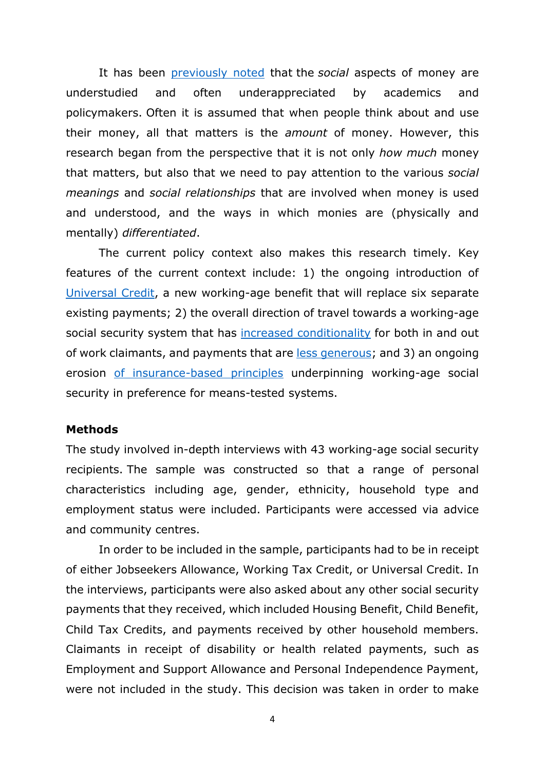It has been previously noted that the *social* aspects of money are understudied and often underappreciated by academics and policymakers. Often it is assumed that when people think about and use their money, all that matters is the *amount* of money. However, this research began from the perspective that it is not only *how much* money that matters, but also that we need to pay attention to the various *social meanings* and *social relationships* that are involved when money is used and understood, and the ways in which monies are (physically and mentally) *differentiated*.

The current policy context also makes this research timely. Key features of the current context include: 1) the ongoing introduction of Universal Credit, a new working-age benefit that will replace six separate existing payments; 2) the overall direction of travel towards a working-age social security system that has increased conditionality for both in and out of work claimants, and payments that are less generous; and 3) an ongoing erosion of insurance-based principles underpinning working-age social security in preference for means-tested systems.

**Methods**

The study involved in-depth interviews with 43 working-age social security recipients. The sample was constructed so that a range of personal characteristics including age, gender, ethnicity, household type and employment status were included. Participants were accessed via advice and community centres.

In order to be included in the sample, participants had to be in receipt of either Jobseekers Allowance, Working Tax Credit, or Universal Credit. In the interviews, participants were also asked about any other social security payments that they received, which included Housing Benefit, Child Benefit, Child Tax Credits, and payments received by other household members. Claimants in receipt of disability or health related payments, such as Employment and Support Allowance and Personal Independence Payment, were not included in the study. This decision was taken in order to make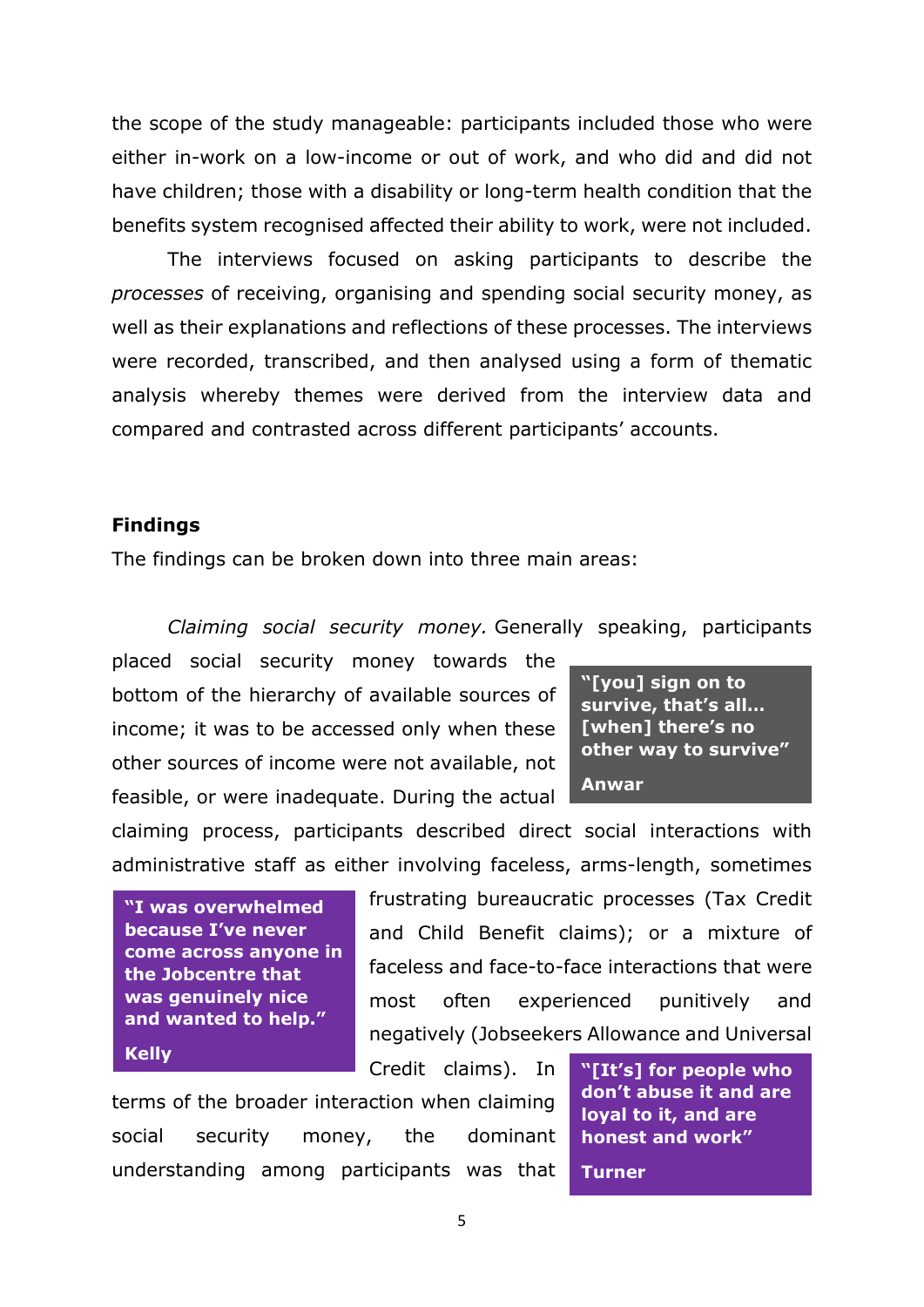the scope of the study manageable: participants included those who were either in-work on a low-income or out of work, and who did and did not have children; those with a disability or long-term health condition that the benefits system recognised affected their ability to work, were not included.

The interviews focused on asking participants to describe the *processes* of receiving, organising and spending social security money, as well as their explanations and reflections of these processes. The interviews were recorded, transcribed, and then analysed using a form of thematic analysis whereby themes were derived from the interview data and compared and contrasted across different participants' accounts.

## Findings

The findings can be broken down into three main areas:

*Claiming social security money.* Generally speaking, participants placed social security money towards the bottom of the hierarchy of available sources of income; it was to be accessed only when these other sources of income were not available, not feasible, or were inadequate. During the actual claiming process, participants described direct social interactions with administrative staff as either involving faceless, arms-length, sometimes frustrating bureaucratic processes (Tax Credit and Child Benefit claims); or a mixture of faceless and face-to-face interactions that were most often experienced punitively and negatively (Jobseekers Allowance and Universal Credit claims). In terms of the broader interaction when claiming social security money, the dominant understanding among participants was that

> **"[you] sign on to survive, that's all... [when] there's no other way to survive"**
>
> **Anwar**

> **"I was overwhelmed because I've never come across anyone in the Jobcentre that was genuinely nice and wanted to help."**
>
> **Kelly**

> **"[It's] for people who don't abuse it and are loyal to it, and are honest and work"**
>
> **Turner**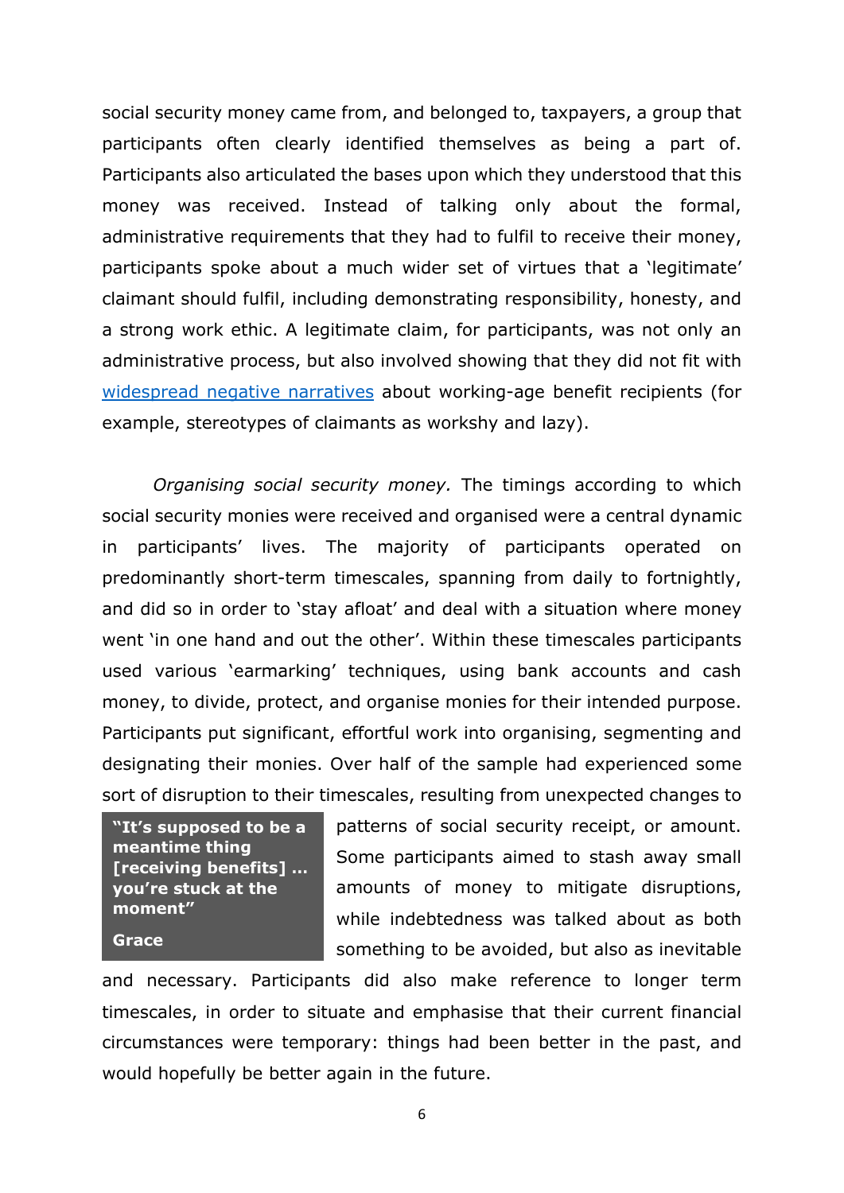social security money came from, and belonged to, taxpayers, a group that participants often clearly identified themselves as being a part of. Participants also articulated the bases upon which they understood that this money was received. Instead of talking only about the formal, administrative requirements that they had to fulfil to receive their money, participants spoke about a much wider set of virtues that a 'legitimate' claimant should fulfil, including demonstrating responsibility, honesty, and a strong work ethic. A legitimate claim, for participants, was not only an administrative process, but also involved showing that they did not fit with widespread negative narratives about working-age benefit recipients (for example, stereotypes of claimants as workshy and lazy).

*Organising social security money.* The timings according to which social security monies were received and organised were a central dynamic in participants' lives. The majority of participants operated on predominantly short-term timescales, spanning from daily to fortnightly, and did so in order to 'stay afloat' and deal with a situation where money went 'in one hand and out the other'. Within these timescales participants used various 'earmarking' techniques, using bank accounts and cash money, to divide, protect, and organise monies for their intended purpose. Participants put significant, effortful work into organising, segmenting and designating their monies. Over half of the sample had experienced some sort of disruption to their timescales, resulting from unexpected changes to patterns of social security receipt, or amount. Some participants aimed to stash away small amounts of money to mitigate disruptions, while indebtedness was talked about as both something to be avoided, but also as inevitable and necessary. Participants did also make reference to longer term timescales, in order to situate and emphasise that their current financial circumstances were temporary: things had been better in the past, and would hopefully be better again in the future.

> **"It's supposed to be a meantime thing [receiving benefits] … you're stuck at the moment"**
>
> **Grace**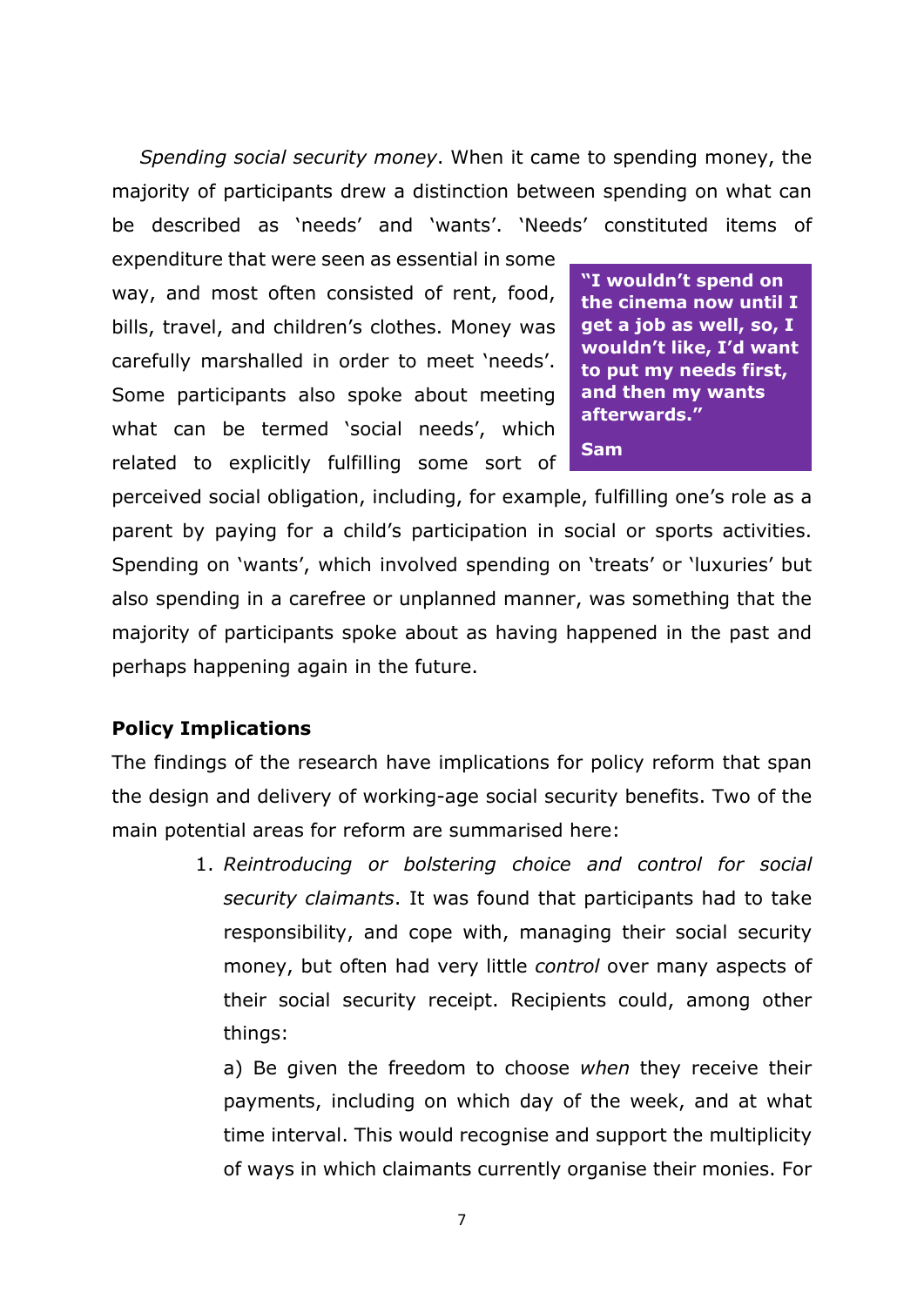*Spending social security money*. When it came to spending money, the majority of participants drew a distinction between spending on what can be described as 'needs' and 'wants'. 'Needs' constituted items of expenditure that were seen as essential in some way, and most often consisted of rent, food, bills, travel, and children's clothes. Money was carefully marshalled in order to meet 'needs'. Some participants also spoke about meeting what can be termed 'social needs', which related to explicitly fulfilling some sort of perceived social obligation, including, for example, fulfilling one's role as a parent by paying for a child's participation in social or sports activities. Spending on 'wants', which involved spending on 'treats' or 'luxuries' but also spending in a carefree or unplanned manner, was something that the majority of participants spoke about as having happened in the past and perhaps happening again in the future.

> **"I wouldn't spend on the cinema now until I get a job as well, so, I wouldn't like, I'd want to put my needs first, and then my wants afterwards."**
>
> **Sam**

**Policy Implications**

The findings of the research have implications for policy reform that span the design and delivery of working-age social security benefits. Two of the main potential areas for reform are summarised here:

1. *Reintroducing or bolstering choice and control for social security claimants*. It was found that participants had to take responsibility, and cope with, managing their social security money, but often had very little *control* over many aspects of their social security receipt. Recipients could, among other things:

   a) Be given the freedom to choose *when* they receive their payments, including on which day of the week, and at what time interval. This would recognise and support the multiplicity of ways in which claimants currently organise their monies. For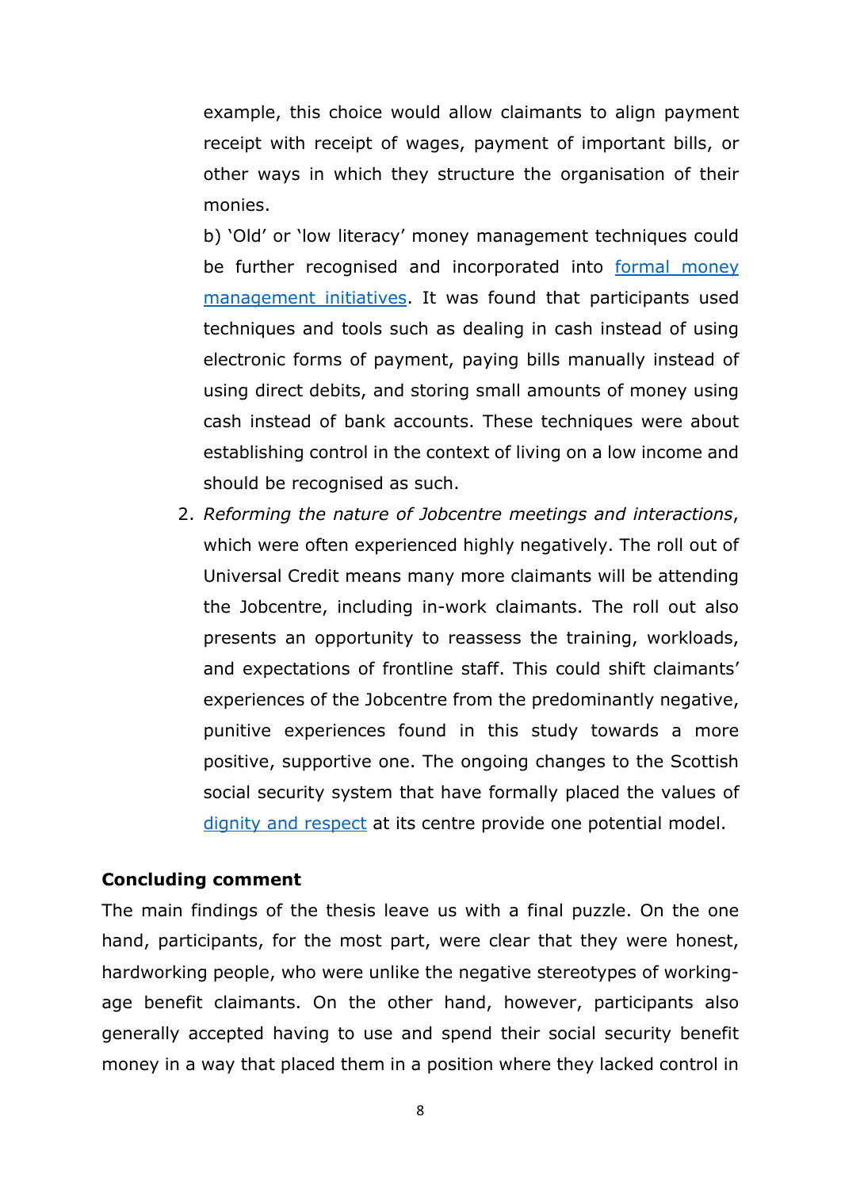example, this choice would allow claimants to align payment receipt with receipt of wages, payment of important bills, or other ways in which they structure the organisation of their monies.

b) 'Old' or 'low literacy' money management techniques could be further recognised and incorporated into formal money management initiatives. It was found that participants used techniques and tools such as dealing in cash instead of using electronic forms of payment, paying bills manually instead of using direct debits, and storing small amounts of money using cash instead of bank accounts. These techniques were about establishing control in the context of living on a low income and should be recognised as such.

2. *Reforming the nature of Jobcentre meetings and interactions*, which were often experienced highly negatively. The roll out of Universal Credit means many more claimants will be attending the Jobcentre, including in-work claimants. The roll out also presents an opportunity to reassess the training, workloads, and expectations of frontline staff. This could shift claimants' experiences of the Jobcentre from the predominantly negative, punitive experiences found in this study towards a more positive, supportive one. The ongoing changes to the Scottish social security system that have formally placed the values of dignity and respect at its centre provide one potential model.

**Concluding comment**

The main findings of the thesis leave us with a final puzzle. On the one hand, participants, for the most part, were clear that they were honest, hardworking people, who were unlike the negative stereotypes of working-age benefit claimants. On the other hand, however, participants also generally accepted having to use and spend their social security benefit money in a way that placed them in a position where they lacked control in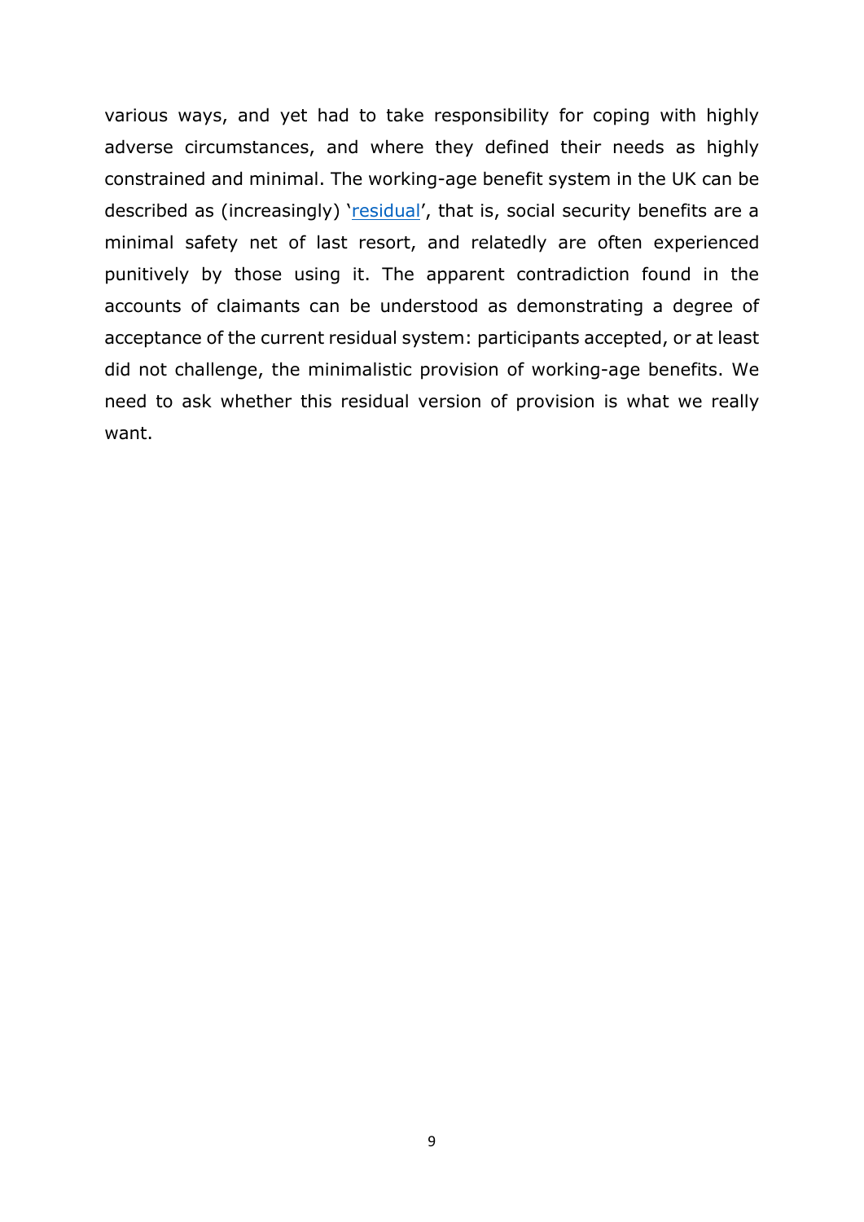various ways, and yet had to take responsibility for coping with highly adverse circumstances, and where they defined their needs as highly constrained and minimal. The working-age benefit system in the UK can be described as (increasingly) 'residual', that is, social security benefits are a minimal safety net of last resort, and relatedly are often experienced punitively by those using it. The apparent contradiction found in the accounts of claimants can be understood as demonstrating a degree of acceptance of the current residual system: participants accepted, or at least did not challenge, the minimalistic provision of working-age benefits. We need to ask whether this residual version of provision is what we really want.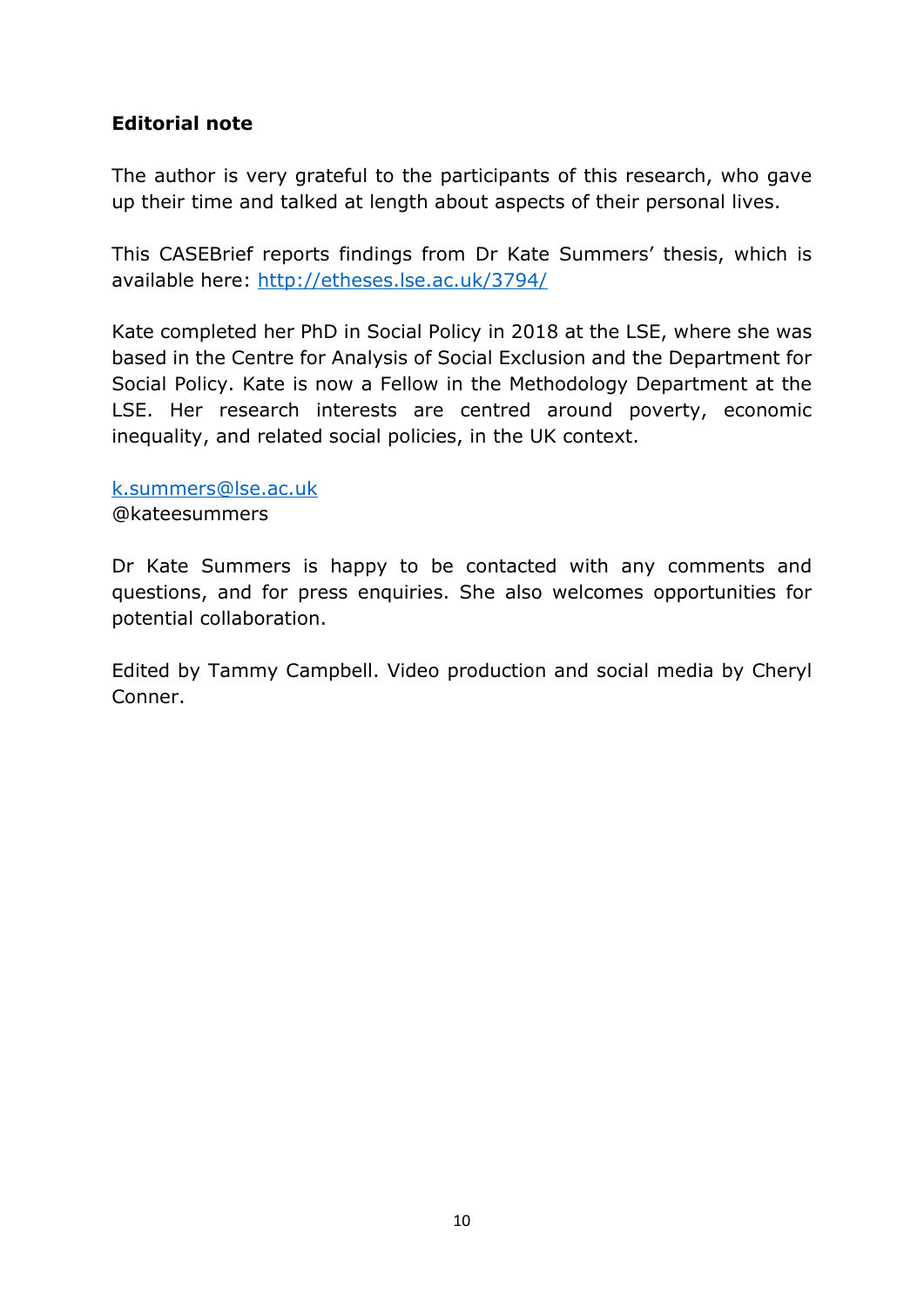**Editorial note**

The author is very grateful to the participants of this research, who gave up their time and talked at length about aspects of their personal lives.

This CASEBrief reports findings from Dr Kate Summers' thesis, which is available here: [http://etheses.lse.ac.uk/3794/](http://etheses.lse.ac.uk/3794/)

Kate completed her PhD in Social Policy in 2018 at the LSE, where she was based in the Centre for Analysis of Social Exclusion and the Department for Social Policy. Kate is now a Fellow in the Methodology Department at the LSE. Her research interests are centred around poverty, economic inequality, and related social policies, in the UK context.

[k.summers@lse.ac.uk](mailto:k.summers@lse.ac.uk)
@kateesummers

Dr Kate Summers is happy to be contacted with any comments and questions, and for press enquiries. She also welcomes opportunities for potential collaboration.

Edited by Tammy Campbell. Video production and social media by Cheryl Conner.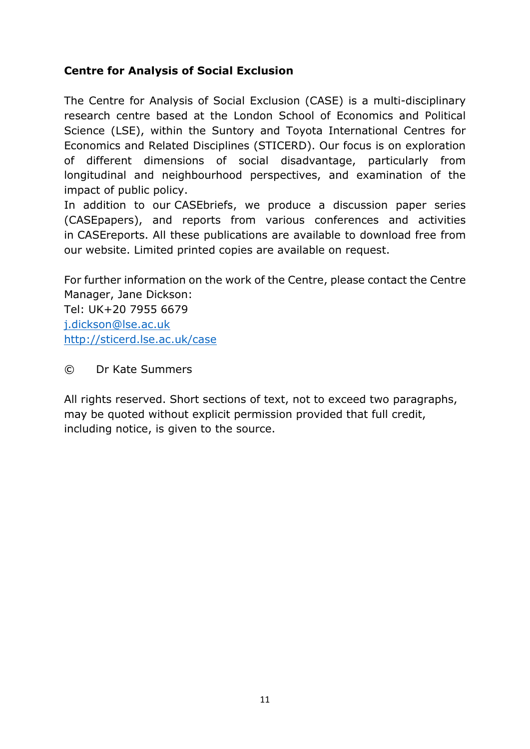**Centre for Analysis of Social Exclusion**

The Centre for Analysis of Social Exclusion (CASE) is a multi-disciplinary research centre based at the London School of Economics and Political Science (LSE), within the Suntory and Toyota International Centres for Economics and Related Disciplines (STICERD). Our focus is on exploration of different dimensions of social disadvantage, particularly from longitudinal and neighbourhood perspectives, and examination of the impact of public policy.

In addition to our CASEbriefs, we produce a discussion paper series (CASEpapers), and reports from various conferences and activities in CASEreports. All these publications are available to download free from our website. Limited printed copies are available on request.

For further information on the work of the Centre, please contact the Centre Manager, Jane Dickson:
Tel: UK+20 7955 6679
j.dickson@lse.ac.uk
http://sticerd.lse.ac.uk/case

© Dr Kate Summers

All rights reserved. Short sections of text, not to exceed two paragraphs, may be quoted without explicit permission provided that full credit, including notice, is given to the source.